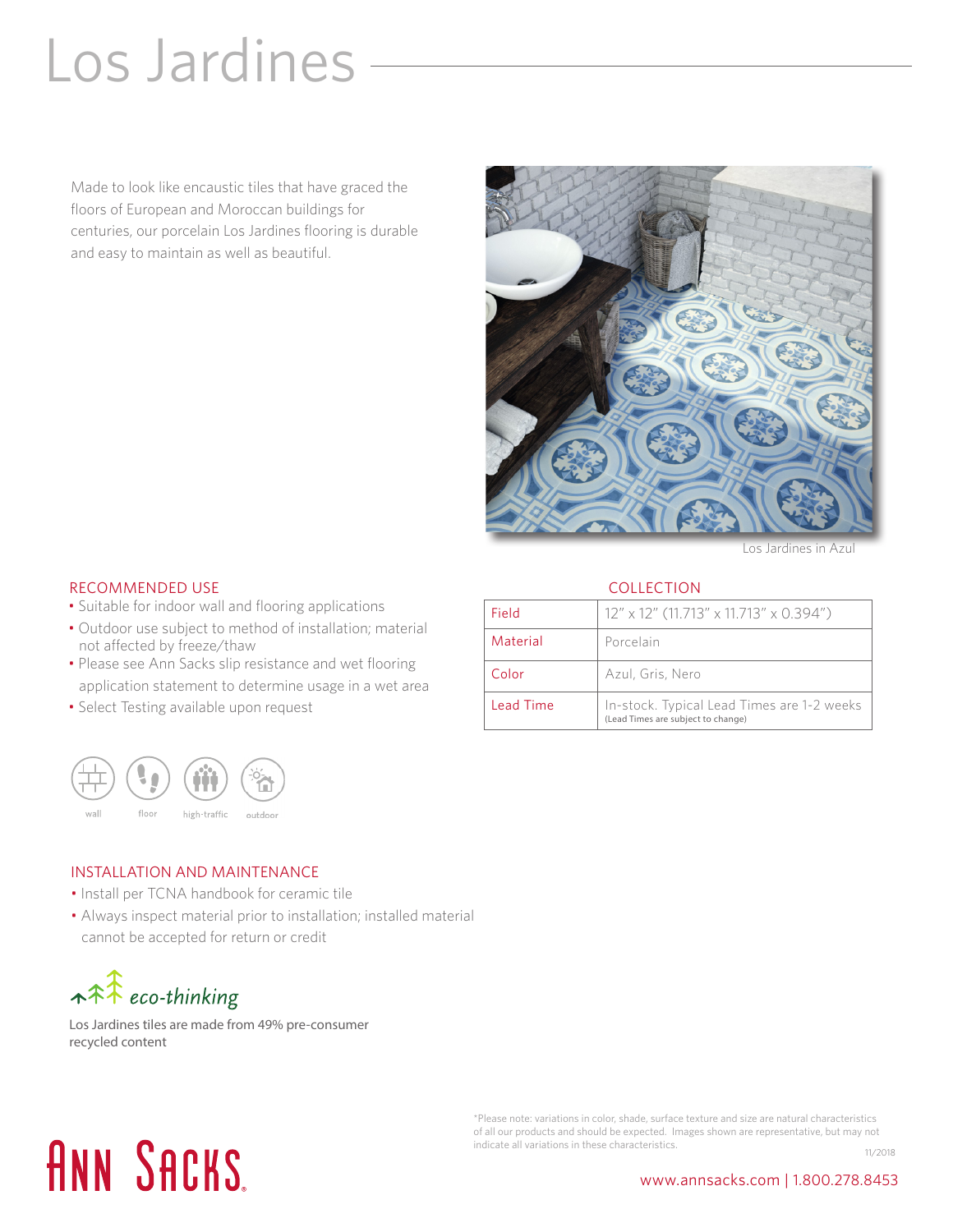# Los Jardines

Made to look like encaustic tiles that have graced the floors of European and Moroccan buildings for centuries, our porcelain Los Jardines flooring is durable and easy to maintain as well as beautiful.

Los Jardines in Azul

## RECOMMENDED USE

- Suitable for indoor wall and flooring applications
- Outdoor use subject to method of installation; material not affected by freeze/thaw
- Please see Ann Sacks slip resistance and wet flooring application statement to determine usage in a wet area
- Select Testing available upon request

wall floor high-traffic outdoor

## COLLECTION

| | |
|---|---|
| Field | 12" x 12" (11.713" x 11.713" x 0.394") |
| Material | Porcelain |
| Color | Azul, Gris, Nero |
| Lead Time | In-stock. Typical Lead Times are 1-2 weeks (Lead Times are subject to change) |

## INSTALLATION AND MAINTENANCE

- Install per TCNA handbook for ceramic tile
- Always inspect material prior to installation; installed material cannot be accepted for return or credit

*eco-thinking*

Los Jardines tiles are made from 49% pre-consumer recycled content

*Please note: variations in color, shade, surface texture and size are natural characteristics of all our products and should be expected. Images shown are representative, but may not indicate all variations in these characteristics.

11/2018

ANN SACKS

www.annsacks.com | 1.800.278.8453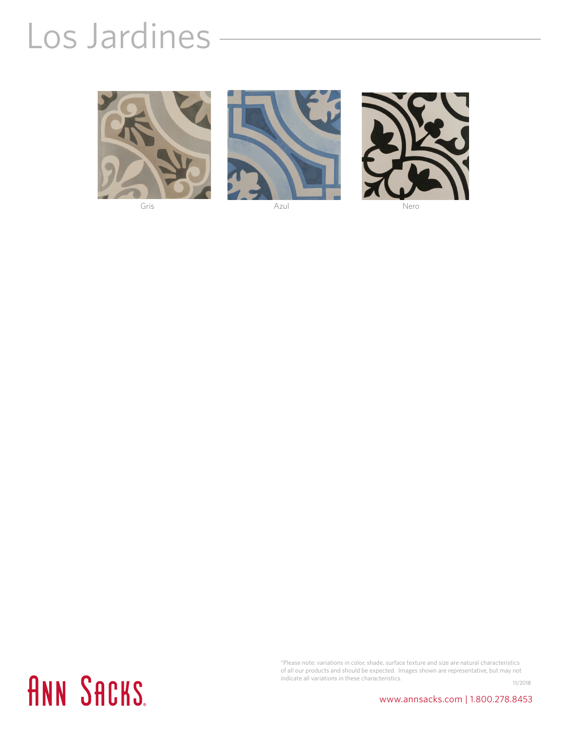# Los Jardines

Gris

Azul

Nero

ANN SACKS

*Please note: variations in color, shade, surface texture and size are natural characteristics of all our products and should be expected. Images shown are representative, but may not indicate all variations in these characteristics.

11/2018

www.annsacks.com | 1.800.278.8453